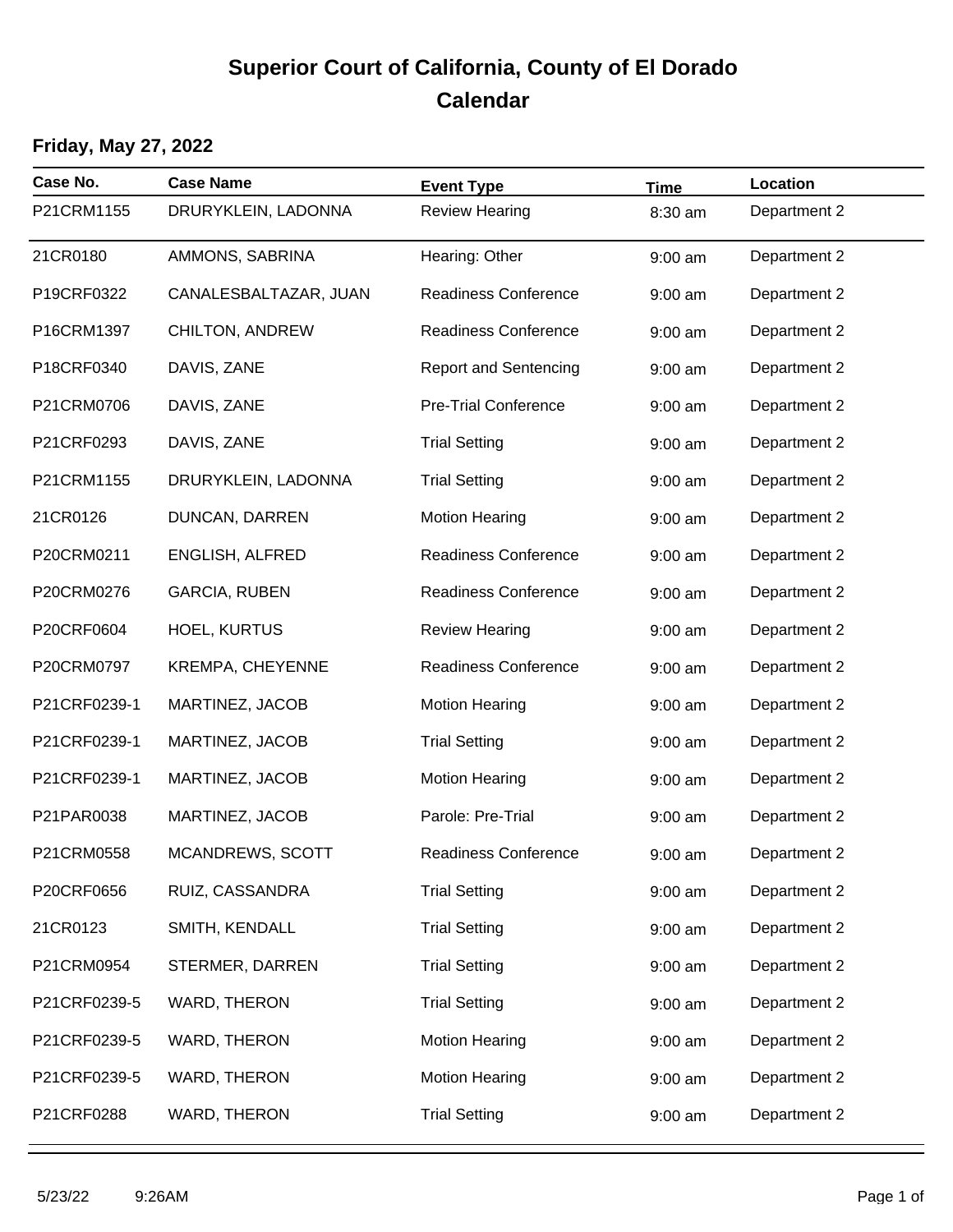# Superior Court of California, County of El Dorado

## Calendar

### Friday, May 27, 2022

| Case No. | Case Name | Event Type | Time | Location |
|---|---|---|---|---|
| P21CRM1155 | DRURYKLEIN, LADONNA | Review Hearing | 8:30 am | Department 2 |
| 21CR0180 | AMMONS, SABRINA | Hearing: Other | 9:00 am | Department 2 |
| P19CRF0322 | CANALESBALTAZAR, JUAN | Readiness Conference | 9:00 am | Department 2 |
| P16CRM1397 | CHILTON, ANDREW | Readiness Conference | 9:00 am | Department 2 |
| P18CRF0340 | DAVIS, ZANE | Report and Sentencing | 9:00 am | Department 2 |
| P21CRM0706 | DAVIS, ZANE | Pre-Trial Conference | 9:00 am | Department 2 |
| P21CRF0293 | DAVIS, ZANE | Trial Setting | 9:00 am | Department 2 |
| P21CRM1155 | DRURYKLEIN, LADONNA | Trial Setting | 9:00 am | Department 2 |
| 21CR0126 | DUNCAN, DARREN | Motion Hearing | 9:00 am | Department 2 |
| P20CRM0211 | ENGLISH, ALFRED | Readiness Conference | 9:00 am | Department 2 |
| P20CRM0276 | GARCIA, RUBEN | Readiness Conference | 9:00 am | Department 2 |
| P20CRF0604 | HOEL, KURTUS | Review Hearing | 9:00 am | Department 2 |
| P20CRM0797 | KREMPA, CHEYENNE | Readiness Conference | 9:00 am | Department 2 |
| P21CRF0239-1 | MARTINEZ, JACOB | Motion Hearing | 9:00 am | Department 2 |
| P21CRF0239-1 | MARTINEZ, JACOB | Trial Setting | 9:00 am | Department 2 |
| P21CRF0239-1 | MARTINEZ, JACOB | Motion Hearing | 9:00 am | Department 2 |
| P21PAR0038 | MARTINEZ, JACOB | Parole: Pre-Trial | 9:00 am | Department 2 |
| P21CRM0558 | MCANDREWS, SCOTT | Readiness Conference | 9:00 am | Department 2 |
| P20CRF0656 | RUIZ, CASSANDRA | Trial Setting | 9:00 am | Department 2 |
| 21CR0123 | SMITH, KENDALL | Trial Setting | 9:00 am | Department 2 |
| P21CRM0954 | STERMER, DARREN | Trial Setting | 9:00 am | Department 2 |
| P21CRF0239-5 | WARD, THERON | Trial Setting | 9:00 am | Department 2 |
| P21CRF0239-5 | WARD, THERON | Motion Hearing | 9:00 am | Department 2 |
| P21CRF0239-5 | WARD, THERON | Motion Hearing | 9:00 am | Department 2 |
| P21CRF0288 | WARD, THERON | Trial Setting | 9:00 am | Department 2 |

5/23/22 9:26AM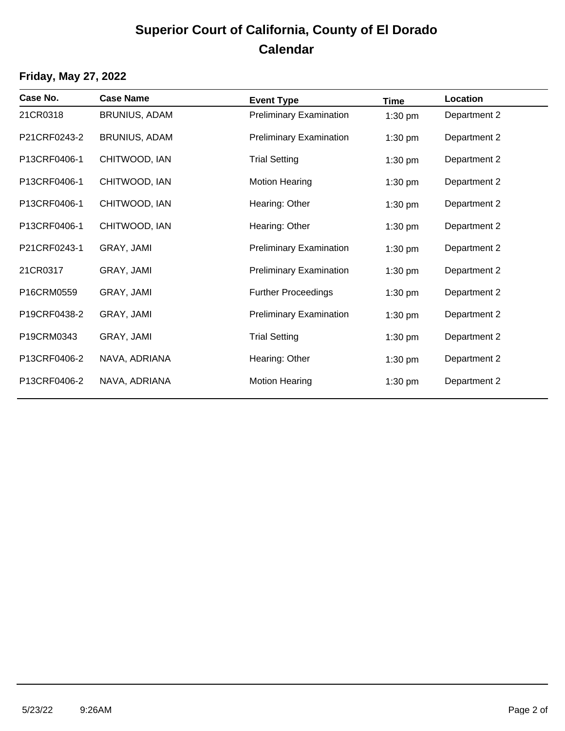# Superior Court of California, County of El Dorado
# Calendar

## Friday, May 27, 2022

| Case No. | Case Name | Event Type | Time | Location |
|---|---|---|---|---|
| 21CR0318 | BRUNIUS, ADAM | Preliminary Examination | 1:30 pm | Department 2 |
| P21CRF0243-2 | BRUNIUS, ADAM | Preliminary Examination | 1:30 pm | Department 2 |
| P13CRF0406-1 | CHITWOOD, IAN | Trial Setting | 1:30 pm | Department 2 |
| P13CRF0406-1 | CHITWOOD, IAN | Motion Hearing | 1:30 pm | Department 2 |
| P13CRF0406-1 | CHITWOOD, IAN | Hearing: Other | 1:30 pm | Department 2 |
| P13CRF0406-1 | CHITWOOD, IAN | Hearing: Other | 1:30 pm | Department 2 |
| P21CRF0243-1 | GRAY, JAMI | Preliminary Examination | 1:30 pm | Department 2 |
| 21CR0317 | GRAY, JAMI | Preliminary Examination | 1:30 pm | Department 2 |
| P16CRM0559 | GRAY, JAMI | Further Proceedings | 1:30 pm | Department 2 |
| P19CRF0438-2 | GRAY, JAMI | Preliminary Examination | 1:30 pm | Department 2 |
| P19CRM0343 | GRAY, JAMI | Trial Setting | 1:30 pm | Department 2 |
| P13CRF0406-2 | NAVA, ADRIANA | Hearing: Other | 1:30 pm | Department 2 |
| P13CRF0406-2 | NAVA, ADRIANA | Motion Hearing | 1:30 pm | Department 2 |